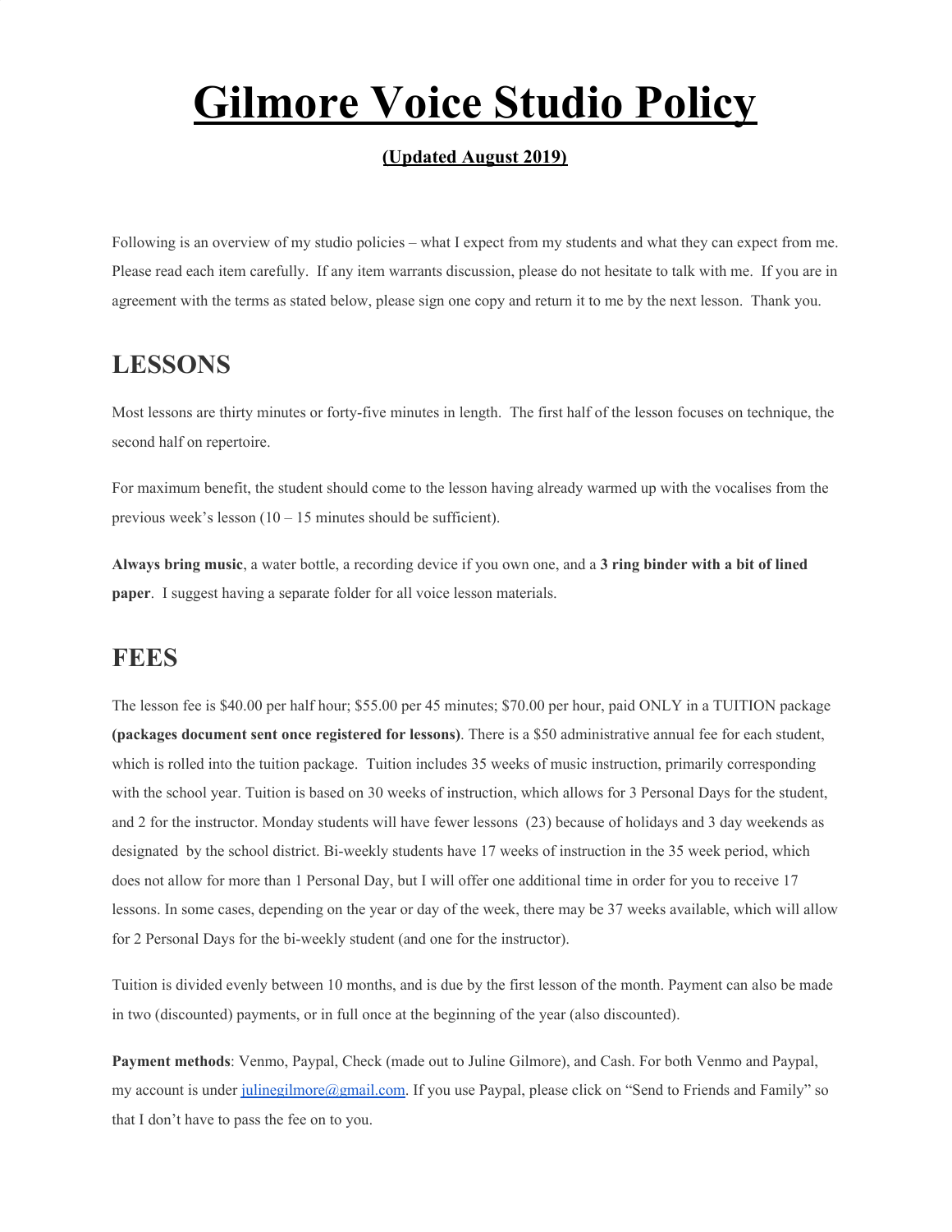# Gilmore Voice Studio Policy

**(Updated August 2019)**

Following is an overview of my studio policies – what I expect from my students and what they can expect from me. Please read each item carefully. If any item warrants discussion, please do not hesitate to talk with me. If you are in agreement with the terms as stated below, please sign one copy and return it to me by the next lesson. Thank you.

## LESSONS

Most lessons are thirty minutes or forty-five minutes in length. The first half of the lesson focuses on technique, the second half on repertoire.

For maximum benefit, the student should come to the lesson having already warmed up with the vocalises from the previous week's lesson (10 – 15 minutes should be sufficient).

**Always bring music**, a water bottle, a recording device if you own one, and a **3 ring binder with a bit of lined paper**. I suggest having a separate folder for all voice lesson materials.

## FEES

The lesson fee is $40.00 per half hour; $55.00 per 45 minutes; $70.00 per hour, paid ONLY in a TUITION package **(packages document sent once registered for lessons)**. There is a $50 administrative annual fee for each student, which is rolled into the tuition package. Tuition includes 35 weeks of music instruction, primarily corresponding with the school year. Tuition is based on 30 weeks of instruction, which allows for 3 Personal Days for the student, and 2 for the instructor. Monday students will have fewer lessons (23) because of holidays and 3 day weekends as designated by the school district. Bi-weekly students have 17 weeks of instruction in the 35 week period, which does not allow for more than 1 Personal Day, but I will offer one additional time in order for you to receive 17 lessons. In some cases, depending on the year or day of the week, there may be 37 weeks available, which will allow for 2 Personal Days for the bi-weekly student (and one for the instructor).

Tuition is divided evenly between 10 months, and is due by the first lesson of the month. Payment can also be made in two (discounted) payments, or in full once at the beginning of the year (also discounted).

**Payment methods**: Venmo, Paypal, Check (made out to Juline Gilmore), and Cash. For both Venmo and Paypal, my account is under julinegilmore@gmail.com. If you use Paypal, please click on "Send to Friends and Family" so that I don't have to pass the fee on to you.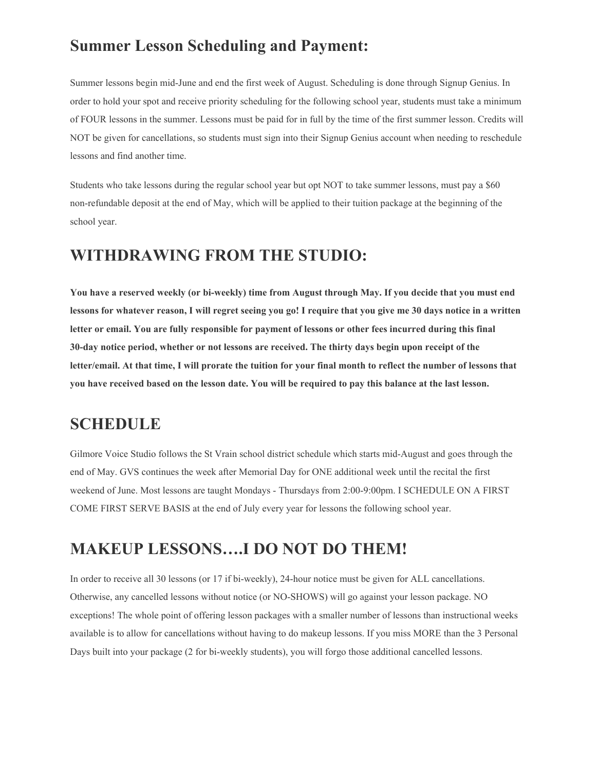## Summer Lesson Scheduling and Payment:

Summer lessons begin mid-June and end the first week of August. Scheduling is done through Signup Genius. In order to hold your spot and receive priority scheduling for the following school year, students must take a minimum of FOUR lessons in the summer. Lessons must be paid for in full by the time of the first summer lesson. Credits will NOT be given for cancellations, so students must sign into their Signup Genius account when needing to reschedule lessons and find another time.

Students who take lessons during the regular school year but opt NOT to take summer lessons, must pay a $60 non-refundable deposit at the end of May, which will be applied to their tuition package at the beginning of the school year.

# WITHDRAWING FROM THE STUDIO:

**You have a reserved weekly (or bi-weekly) time from August through May. If you decide that you must end lessons for whatever reason, I will regret seeing you go! I require that you give me 30 days notice in a written letter or email. You are fully responsible for payment of lessons or other fees incurred during this final 30-day notice period, whether or not lessons are received. The thirty days begin upon receipt of the letter/email. At that time, I will prorate the tuition for your final month to reflect the number of lessons that you have received based on the lesson date. You will be required to pay this balance at the last lesson.**

# SCHEDULE

Gilmore Voice Studio follows the St Vrain school district schedule which starts mid-August and goes through the end of May. GVS continues the week after Memorial Day for ONE additional week until the recital the first weekend of June. Most lessons are taught Mondays - Thursdays from 2:00-9:00pm. I SCHEDULE ON A FIRST COME FIRST SERVE BASIS at the end of July every year for lessons the following school year.

# MAKEUP LESSONS….I DO NOT DO THEM!

In order to receive all 30 lessons (or 17 if bi-weekly), 24-hour notice must be given for ALL cancellations. Otherwise, any cancelled lessons without notice (or NO-SHOWS) will go against your lesson package. NO exceptions! The whole point of offering lesson packages with a smaller number of lessons than instructional weeks available is to allow for cancellations without having to do makeup lessons. If you miss MORE than the 3 Personal Days built into your package (2 for bi-weekly students), you will forgo those additional cancelled lessons.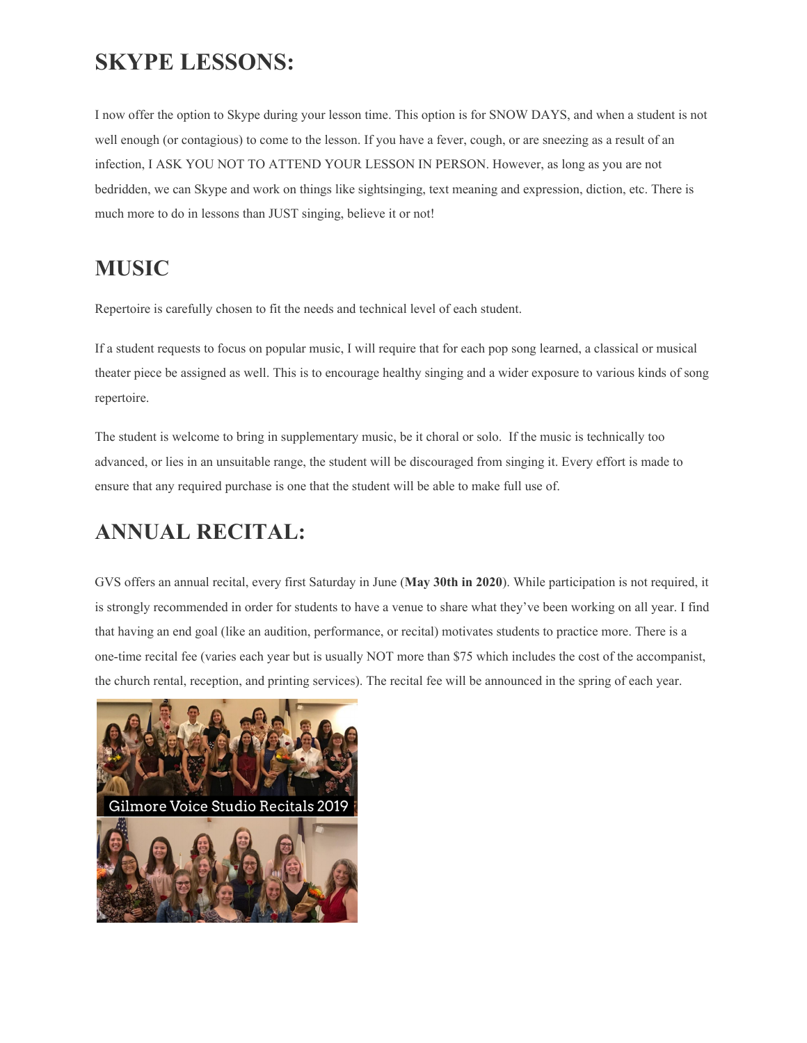## SKYPE LESSONS:

I now offer the option to Skype during your lesson time. This option is for SNOW DAYS, and when a student is not well enough (or contagious) to come to the lesson. If you have a fever, cough, or are sneezing as a result of an infection, I ASK YOU NOT TO ATTEND YOUR LESSON IN PERSON. However, as long as you are not bedridden, we can Skype and work on things like sightsinging, text meaning and expression, diction, etc. There is much more to do in lessons than JUST singing, believe it or not!

## MUSIC

Repertoire is carefully chosen to fit the needs and technical level of each student.

If a student requests to focus on popular music, I will require that for each pop song learned, a classical or musical theater piece be assigned as well. This is to encourage healthy singing and a wider exposure to various kinds of song repertoire.

The student is welcome to bring in supplementary music, be it choral or solo. If the music is technically too advanced, or lies in an unsuitable range, the student will be discouraged from singing it. Every effort is made to ensure that any required purchase is one that the student will be able to make full use of.

## ANNUAL RECITAL:

GVS offers an annual recital, every first Saturday in June (**May 30th in 2020**). While participation is not required, it is strongly recommended in order for students to have a venue to share what they've been working on all year. I find that having an end goal (like an audition, performance, or recital) motivates students to practice more. There is a one-time recital fee (varies each year but is usually NOT more than $75 which includes the cost of the accompanist, the church rental, reception, and printing services). The recital fee will be announced in the spring of each year.

Gilmore Voice Studio Recitals 2019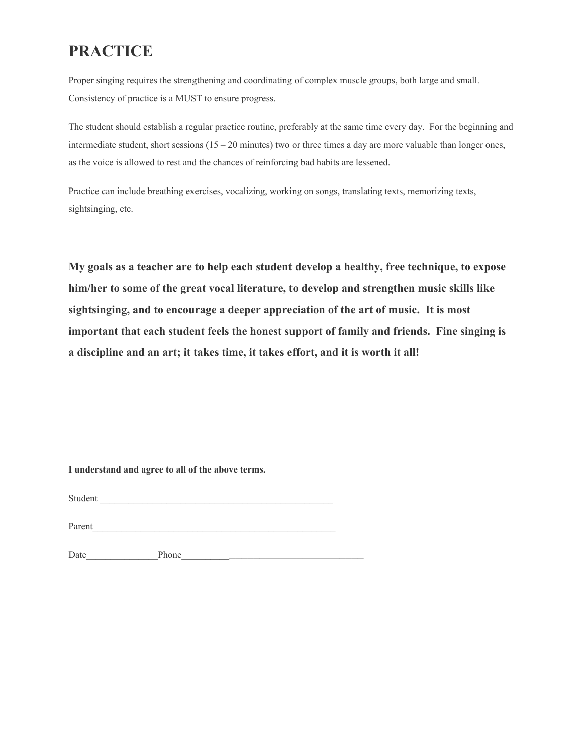# PRACTICE

Proper singing requires the strengthening and coordinating of complex muscle groups, both large and small. Consistency of practice is a MUST to ensure progress.

The student should establish a regular practice routine, preferably at the same time every day. For the beginning and intermediate student, short sessions (15 – 20 minutes) two or three times a day are more valuable than longer ones, as the voice is allowed to rest and the chances of reinforcing bad habits are lessened.

Practice can include breathing exercises, vocalizing, working on songs, translating texts, memorizing texts, sightsinging, etc.

**My goals as a teacher are to help each student develop a healthy, free technique, to expose him/her to some of the great vocal literature, to develop and strengthen music skills like sightsinging, and to encourage a deeper appreciation of the art of music. It is most important that each student feels the honest support of family and friends. Fine singing is a discipline and an art; it takes time, it takes effort, and it is worth it all!**

**I understand and agree to all of the above terms.**

Student \_\_\_\_\_\_\_\_\_\_\_\_\_\_\_\_\_\_\_\_\_\_\_\_\_\_\_\_\_\_\_\_\_\_\_\_\_\_\_\_\_\_\_\_\_\_\_\_

Parent\_\_\_\_\_\_\_\_\_\_\_\_\_\_\_\_\_\_\_\_\_\_\_\_\_\_\_\_\_\_\_\_\_\_\_\_\_\_\_\_\_\_\_\_\_\_\_\_\_\_

Date\_\_\_\_\_\_\_\_\_\_\_\_\_\_\_Phone\_\_\_\_\_\_\_\_\_\_\_\_\_\_\_\_\_\_\_\_\_\_\_\_\_\_\_\_\_\_\_\_\_\_\_\_\_\_\_\_